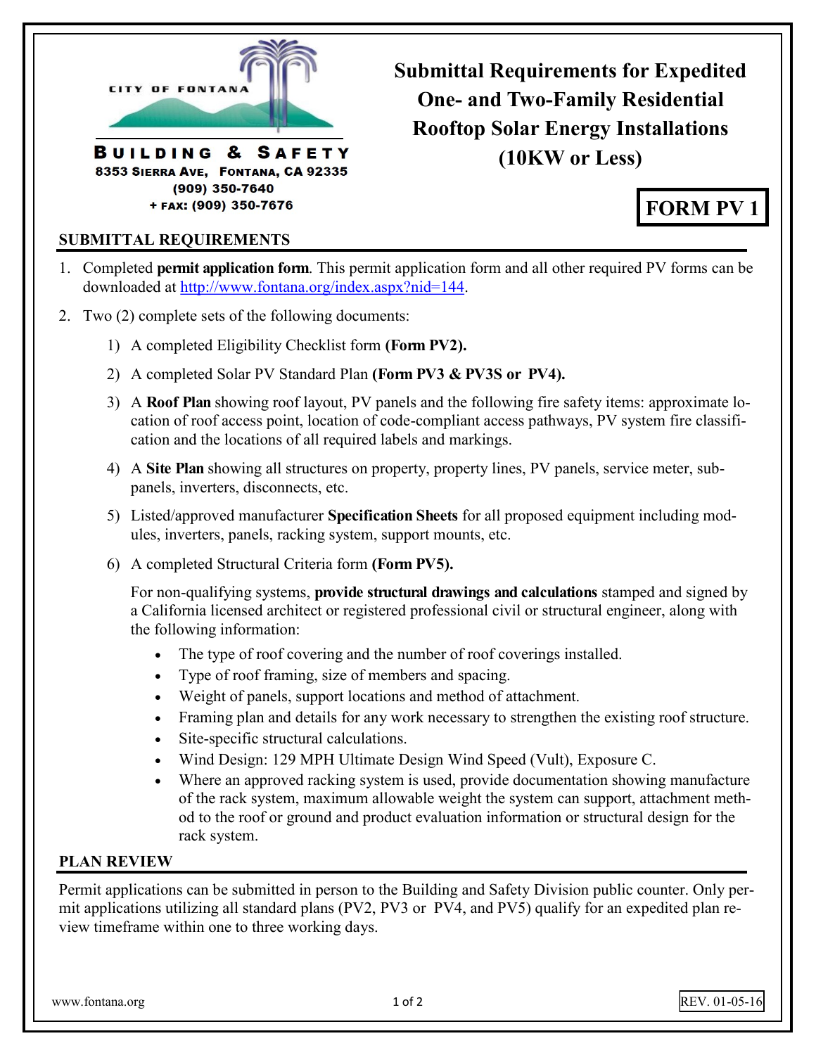CITY OF FONTANA

**BUILDING & SAFETY**
8353 SIERRA AVE, FONTANA, CA 92335
(909) 350-7640
+ FAX: (909) 350-7676

# Submittal Requirements for Expedited One- and Two-Family Residential Rooftop Solar Energy Installations (10KW or Less)

**FORM PV 1**

## SUBMITTAL REQUIREMENTS

1. Completed **permit application form**. This permit application form and all other required PV forms can be downloaded at http://www.fontana.org/index.aspx?nid=144.
2. Two (2) complete sets of the following documents:
   1) A completed Eligibility Checklist form **(Form PV2).**
   2) A completed Solar PV Standard Plan **(Form PV3 & PV3S or PV4).**
   3) A **Roof Plan** showing roof layout, PV panels and the following fire safety items: approximate location of roof access point, location of code-compliant access pathways, PV system fire classification and the locations of all required labels and markings.
   4) A **Site Plan** showing all structures on property, property lines, PV panels, service meter, sub-panels, inverters, disconnects, etc.
   5) Listed/approved manufacturer **Specification Sheets** for all proposed equipment including modules, inverters, panels, racking system, support mounts, etc.
   6) A completed Structural Criteria form **(Form PV5).**

      For non-qualifying systems, **provide structural drawings and calculations** stamped and signed by a California licensed architect or registered professional civil or structural engineer, along with the following information:

      - The type of roof covering and the number of roof coverings installed.
      - Type of roof framing, size of members and spacing.
      - Weight of panels, support locations and method of attachment.
      - Framing plan and details for any work necessary to strengthen the existing roof structure.
      - Site-specific structural calculations.
      - Wind Design: 129 MPH Ultimate Design Wind Speed (Vult), Exposure C.
      - Where an approved racking system is used, provide documentation showing manufacture of the rack system, maximum allowable weight the system can support, attachment method to the roof or ground and product evaluation information or structural design for the rack system.

## PLAN REVIEW

Permit applications can be submitted in person to the Building and Safety Division public counter. Only permit applications utilizing all standard plans (PV2, PV3 or PV4, and PV5) qualify for an expedited plan review timeframe within one to three working days.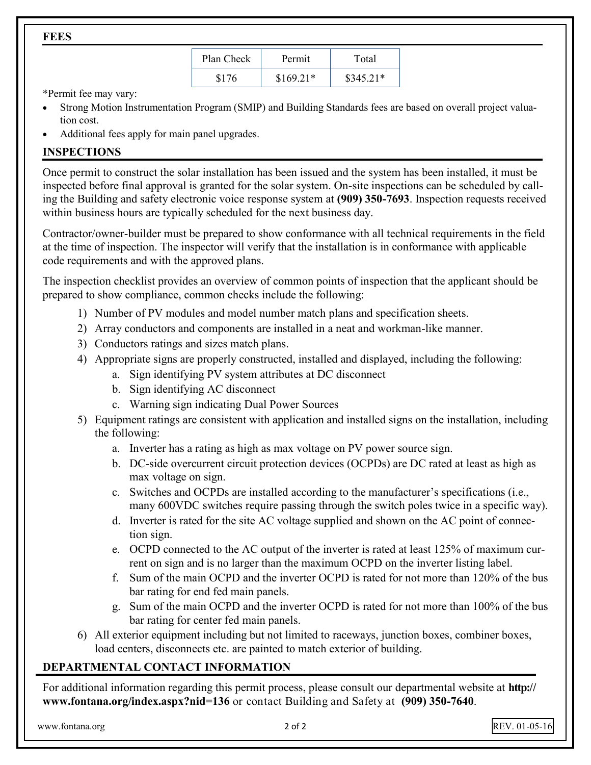## FEES

| Plan Check | Permit | Total |
|---|---|---|
| $176 | $169.21* | $345.21* |

*Permit fee may vary:

- Strong Motion Instrumentation Program (SMIP) and Building Standards fees are based on overall project valuation cost.
- Additional fees apply for main panel upgrades.

## INSPECTIONS

Once permit to construct the solar installation has been issued and the system has been installed, it must be inspected before final approval is granted for the solar system. On-site inspections can be scheduled by calling the Building and safety electronic voice response system at **(909) 350-7693**. Inspection requests received within business hours are typically scheduled for the next business day.

Contractor/owner-builder must be prepared to show conformance with all technical requirements in the field at the time of inspection. The inspector will verify that the installation is in conformance with applicable code requirements and with the approved plans.

The inspection checklist provides an overview of common points of inspection that the applicant should be prepared to show compliance, common checks include the following:

1) Number of PV modules and model number match plans and specification sheets.
2) Array conductors and components are installed in a neat and workman-like manner.
3) Conductors ratings and sizes match plans.
4) Appropriate signs are properly constructed, installed and displayed, including the following:
   a. Sign identifying PV system attributes at DC disconnect
   b. Sign identifying AC disconnect
   c. Warning sign indicating Dual Power Sources
5) Equipment ratings are consistent with application and installed signs on the installation, including the following:
   a. Inverter has a rating as high as max voltage on PV power source sign.
   b. DC-side overcurrent circuit protection devices (OCPDs) are DC rated at least as high as max voltage on sign.
   c. Switches and OCPDs are installed according to the manufacturer's specifications (i.e., many 600VDC switches require passing through the switch poles twice in a specific way).
   d. Inverter is rated for the site AC voltage supplied and shown on the AC point of connection sign.
   e. OCPD connected to the AC output of the inverter is rated at least 125% of maximum current on sign and is no larger than the maximum OCPD on the inverter listing label.
   f. Sum of the main OCPD and the inverter OCPD is rated for not more than 120% of the bus bar rating for end fed main panels.
   g. Sum of the main OCPD and the inverter OCPD is rated for not more than 100% of the bus bar rating for center fed main panels.
6) All exterior equipment including but not limited to raceways, junction boxes, combiner boxes, load centers, disconnects etc. are painted to match exterior of building.

## DEPARTMENTAL CONTACT INFORMATION

For additional information regarding this permit process, please consult our departmental website at **http://www.fontana.org/index.aspx?nid=136** or contact Building and Safety at **(909) 350-7640**.